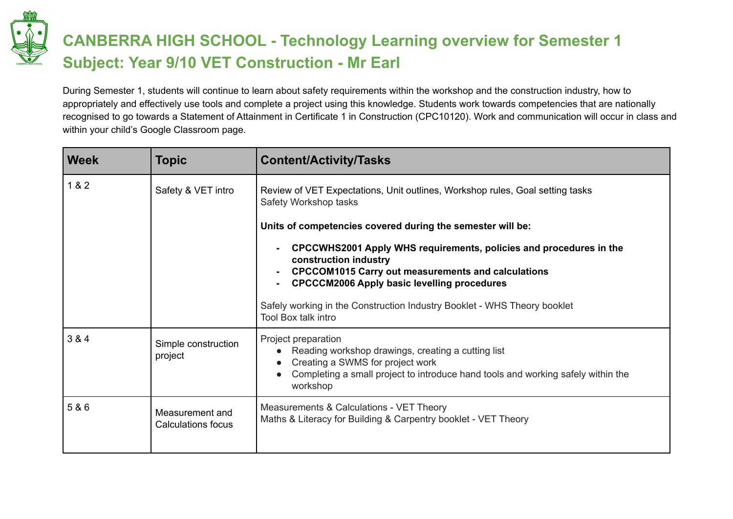# CANBERRA HIGH SCHOOL - Technology Learning overview for Semester 1
# Subject: Year 9/10 VET Construction - Mr Earl

During Semester 1, students will continue to learn about safety requirements within the workshop and the construction industry, how to appropriately and effectively use tools and complete a project using this knowledge. Students work towards competencies that are nationally recognised to go towards a Statement of Attainment in Certificate 1 in Construction (CPC10120). Work and communication will occur in class and within your child's Google Classroom page.

| Week | Topic | Content/Activity/Tasks |
|---|---|---|
| 1 & 2 | Safety & VET intro | Review of VET Expectations, Unit outlines, Workshop rules, Goal setting tasks<br>Safety Workshop tasks<br><br>**Units of competencies covered during the semester will be:**<br>- **CPCCWHS2001 Apply WHS requirements, policies and procedures in the construction industry**<br>- **CPCCOM1015 Carry out measurements and calculations**<br>- **CPCCCM2006 Apply basic levelling procedures**<br><br>Safely working in the Construction Industry Booklet - WHS Theory booklet<br>Tool Box talk intro |
| 3 & 4 | Simple construction project | Project preparation<br>• Reading workshop drawings, creating a cutting list<br>• Creating a SWMS for project work<br>• Completing a small project to introduce hand tools and working safely within the workshop |
| 5 & 6 | Measurement and Calculations focus | Measurements & Calculations - VET Theory<br>Maths & Literacy for Building & Carpentry booklet - VET Theory |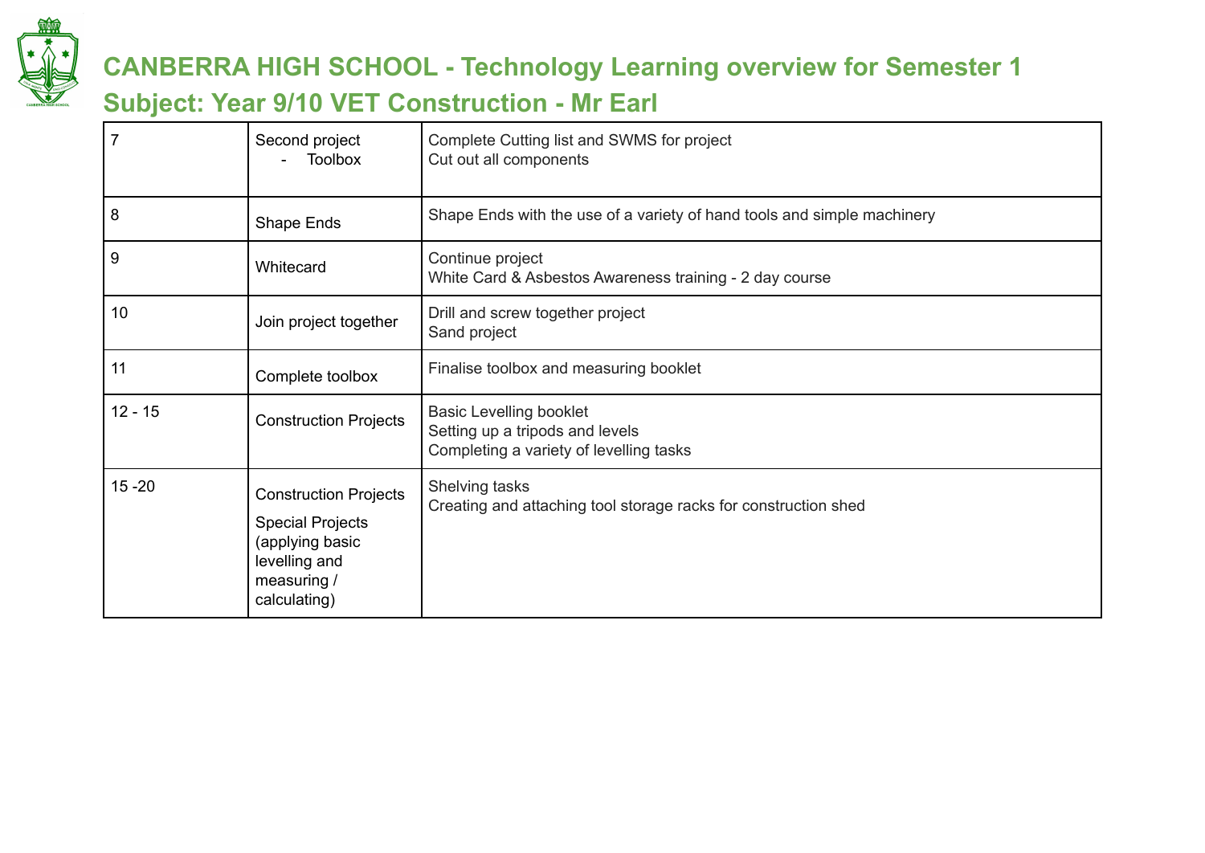# CANBERRA HIGH SCHOOL - Technology Learning overview for Semester 1

## Subject: Year 9/10 VET Construction - Mr Earl

| | | |
|---|---|---|
| 7 | Second project<br>- Toolbox | Complete Cutting list and SWMS for project<br>Cut out all components |
| 8 | Shape Ends | Shape Ends with the use of a variety of hand tools and simple machinery |
| 9 | Whitecard | Continue project<br>White Card & Asbestos Awareness training - 2 day course |
| 10 | Join project together | Drill and screw together project<br>Sand project |
| 11 | Complete toolbox | Finalise toolbox and measuring booklet |
| 12 - 15 | Construction Projects | Basic Levelling booklet<br>Setting up a tripods and levels<br>Completing a variety of levelling tasks |
| 15 -20 | Construction Projects<br>Special Projects (applying basic levelling and measuring / calculating) | Shelving tasks<br>Creating and attaching tool storage racks for construction shed |